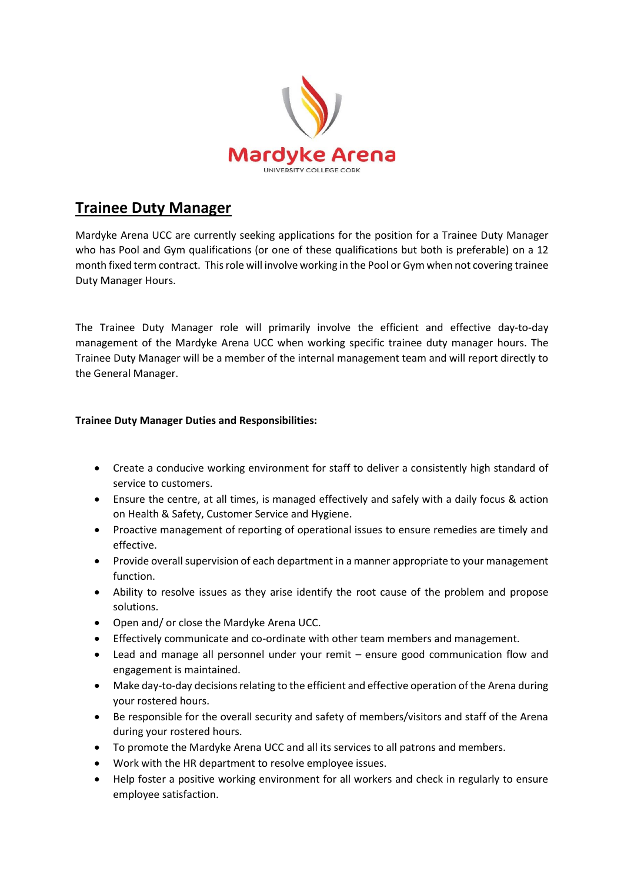Mardyke Arena

UNIVERSITY COLLEGE CORK

## Trainee Duty Manager

Mardyke Arena UCC are currently seeking applications for the position for a Trainee Duty Manager who has Pool and Gym qualifications (or one of these qualifications but both is preferable) on a 12 month fixed term contract. This role will involve working in the Pool or Gym when not covering trainee Duty Manager Hours.

The Trainee Duty Manager role will primarily involve the efficient and effective day-to-day management of the Mardyke Arena UCC when working specific trainee duty manager hours. The Trainee Duty Manager will be a member of the internal management team and will report directly to the General Manager.

**Trainee Duty Manager Duties and Responsibilities:**

- Create a conducive working environment for staff to deliver a consistently high standard of service to customers.
- Ensure the centre, at all times, is managed effectively and safely with a daily focus & action on Health & Safety, Customer Service and Hygiene.
- Proactive management of reporting of operational issues to ensure remedies are timely and effective.
- Provide overall supervision of each department in a manner appropriate to your management function.
- Ability to resolve issues as they arise identify the root cause of the problem and propose solutions.
- Open and/ or close the Mardyke Arena UCC.
- Effectively communicate and co-ordinate with other team members and management.
- Lead and manage all personnel under your remit – ensure good communication flow and engagement is maintained.
- Make day-to-day decisions relating to the efficient and effective operation of the Arena during your rostered hours.
- Be responsible for the overall security and safety of members/visitors and staff of the Arena during your rostered hours.
- To promote the Mardyke Arena UCC and all its services to all patrons and members.
- Work with the HR department to resolve employee issues.
- Help foster a positive working environment for all workers and check in regularly to ensure employee satisfaction.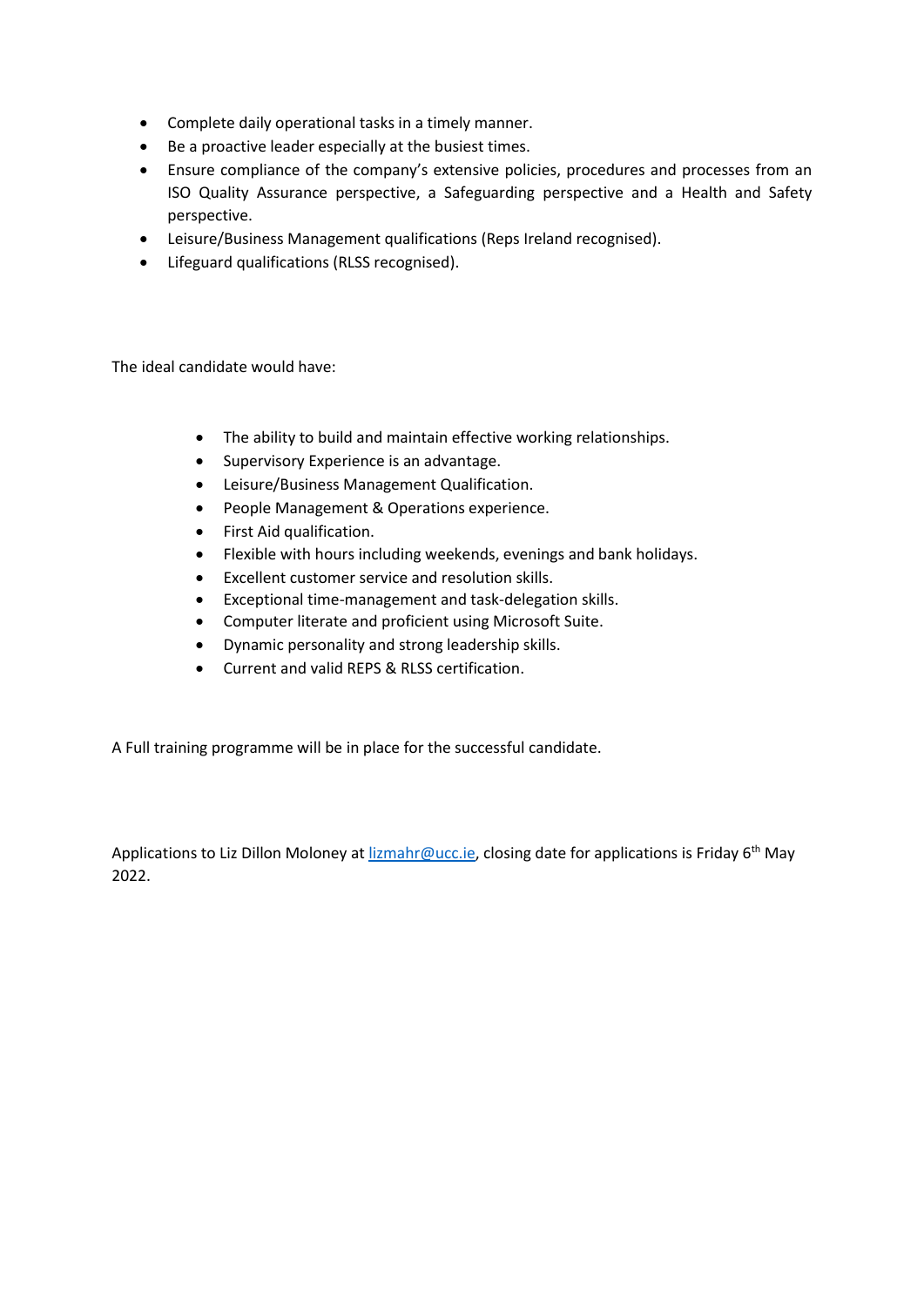- Complete daily operational tasks in a timely manner.
- Be a proactive leader especially at the busiest times.
- Ensure compliance of the company's extensive policies, procedures and processes from an ISO Quality Assurance perspective, a Safeguarding perspective and a Health and Safety perspective.
- Leisure/Business Management qualifications (Reps Ireland recognised).
- Lifeguard qualifications (RLSS recognised).

The ideal candidate would have:

- The ability to build and maintain effective working relationships.
- Supervisory Experience is an advantage.
- Leisure/Business Management Qualification.
- People Management & Operations experience.
- First Aid qualification.
- Flexible with hours including weekends, evenings and bank holidays.
- Excellent customer service and resolution skills.
- Exceptional time-management and task-delegation skills.
- Computer literate and proficient using Microsoft Suite.
- Dynamic personality and strong leadership skills.
- Current and valid REPS & RLSS certification.

A Full training programme will be in place for the successful candidate.

Applications to Liz Dillon Moloney at lizmahr@ucc.ie, closing date for applications is Friday 6th May 2022.